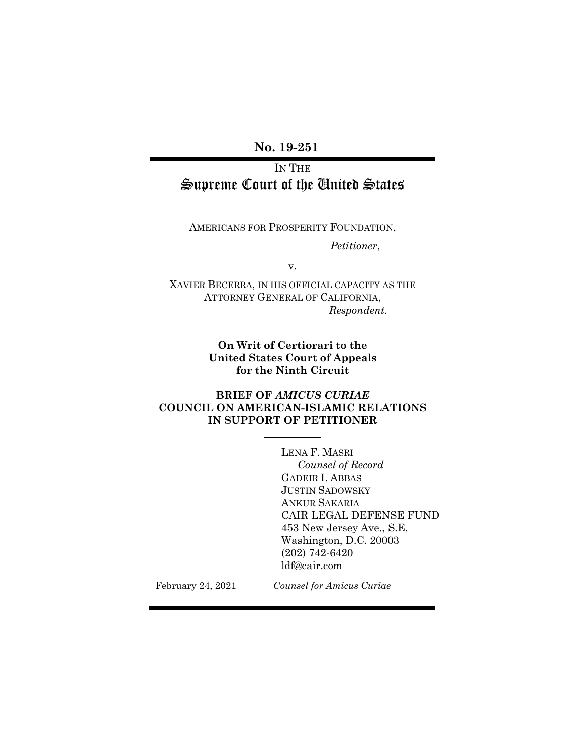**No. 19-251**

IN THE

# Supreme Court of the United States

AMERICANS FOR PROSPERITY FOUNDATION,

*Petitioner*,

v.

XAVIER BECERRA, IN HIS OFFICIAL CAPACITY AS THE ATTORNEY GENERAL OF CALIFORNIA,

*Respondent.*

**On Writ of Certiorari to the United States Court of Appeals for the Ninth Circuit**

**BRIEF OF *AMICUS CURIAE* COUNCIL ON AMERICAN-ISLAMIC RELATIONS IN SUPPORT OF PETITIONER**

LENA F. MASRI
*Counsel of Record*
GADEIR I. ABBAS
JUSTIN SADOWSKY
ANKUR SAKARIA
CAIR LEGAL DEFENSE FUND
453 New Jersey Ave., S.E.
Washington, D.C. 20003
(202) 742-6420
ldf@cair.com

February 24, 2021

*Counsel for Amicus Curiae*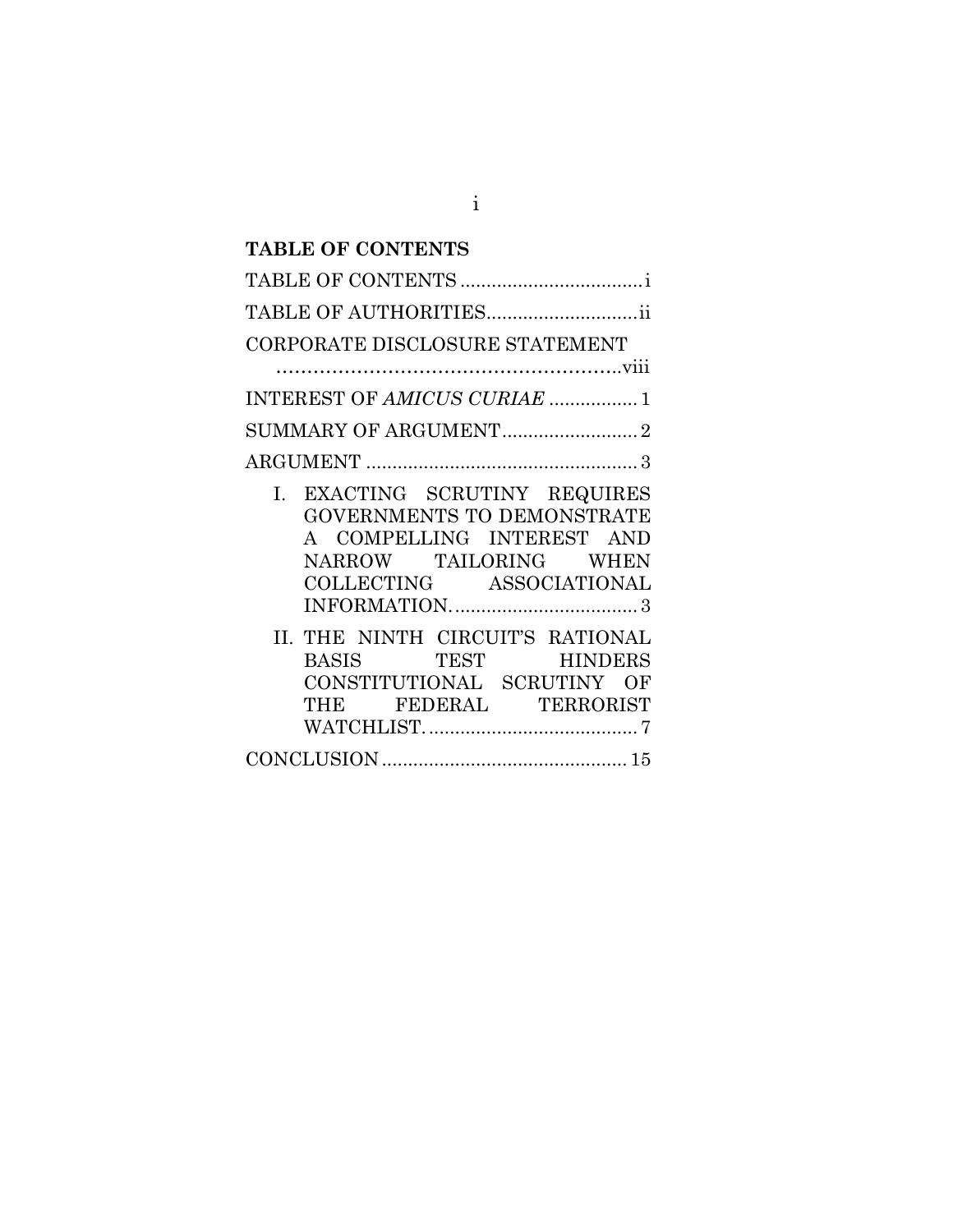## TABLE OF CONTENTS

TABLE OF CONTENTS .................................. i

TABLE OF AUTHORITIES............................ ii

CORPORATE DISCLOSURE STATEMENT .........................................................viii

INTEREST OF *AMICUS CURIAE* ................. 1

SUMMARY OF ARGUMENT.......................... 2

ARGUMENT .................................................... 3

- I. EXACTING SCRUTINY REQUIRES GOVERNMENTS TO DEMONSTRATE A COMPELLING INTEREST AND NARROW TAILORING WHEN COLLECTING ASSOCIATIONAL INFORMATION. .................................. 3
- II. THE NINTH CIRCUIT'S RATIONAL BASIS TEST HINDERS CONSTITUTIONAL SCRUTINY OF THE FEDERAL TERRORIST WATCHLIST. ........................................ 7

CONCLUSION .............................................. 15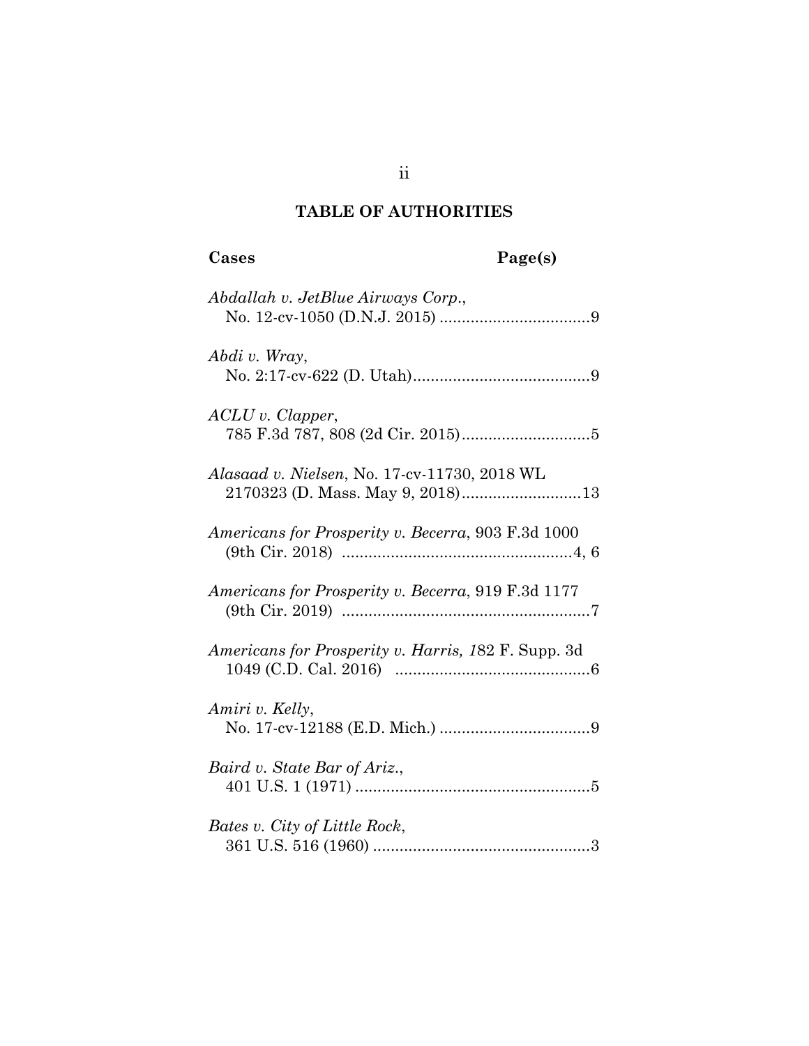# TABLE OF AUTHORITIES

**Cases** **Page(s)**

*Abdallah v. JetBlue Airways Corp.*, No. 12-cv-1050 (D.N.J. 2015) ..................................9

*Abdi v. Wray*, No. 2:17-cv-622 (D. Utah)........................................9

*ACLU v. Clapper*, 785 F.3d 787, 808 (2d Cir. 2015).............................5

*Alasaad v. Nielsen*, No. 17-cv-11730, 2018 WL 2170323 (D. Mass. May 9, 2018)...........................13

*Americans for Prosperity v. Becerra*, 903 F.3d 1000 (9th Cir. 2018) .....................................................4, 6

*Americans for Prosperity v. Becerra*, 919 F.3d 1177 (9th Cir. 2019) ........................................................7

*Americans for Prosperity v. Harris, 1*82 F. Supp. 3d 1049 (C.D. Cal. 2016) ............................................6

*Amiri v. Kelly*, No. 17-cv-12188 (E.D. Mich.) ..................................9

*Baird v. State Bar of Ariz.*, 401 U.S. 1 (1971) ......................................................5

*Bates v. City of Little Rock*, 361 U.S. 516 (1960) .................................................3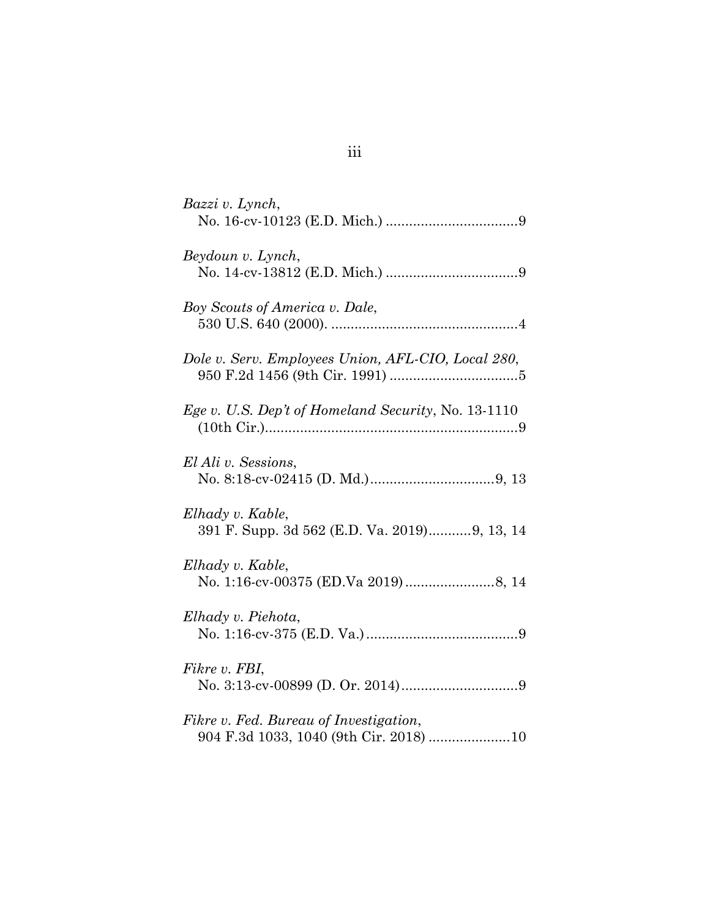*Bazzi v. Lynch*,
No. 16-cv-10123 (E.D. Mich.) ..................................9

*Beydoun v. Lynch*,
No. 14-cv-13812 (E.D. Mich.) ..................................9

*Boy Scouts of America v. Dale*,
530 U.S. 640 (2000). ................................................4

*Dole v. Serv. Employees Union, AFL-CIO, Local 280*,
950 F.2d 1456 (9th Cir. 1991) .................................5

*Ege v. U.S. Dep't of Homeland Security*, No. 13-1110
(10th Cir.).................................................................9

*El Ali v. Sessions*,
No. 8:18-cv-02415 (D. Md.)................................9, 13

*Elhady v. Kable*,
391 F. Supp. 3d 562 (E.D. Va. 2019)...........9, 13, 14

*Elhady v. Kable*,
No. 1:16-cv-00375 (ED.Va 2019).......................8, 14

*Elhady v. Piehota*,
No. 1:16-cv-375 (E.D. Va.).......................................9

*Fikre v. FBI*,
No. 3:13-cv-00899 (D. Or. 2014)..............................9

*Fikre v. Fed. Bureau of Investigation*,
904 F.3d 1033, 1040 (9th Cir. 2018) .....................10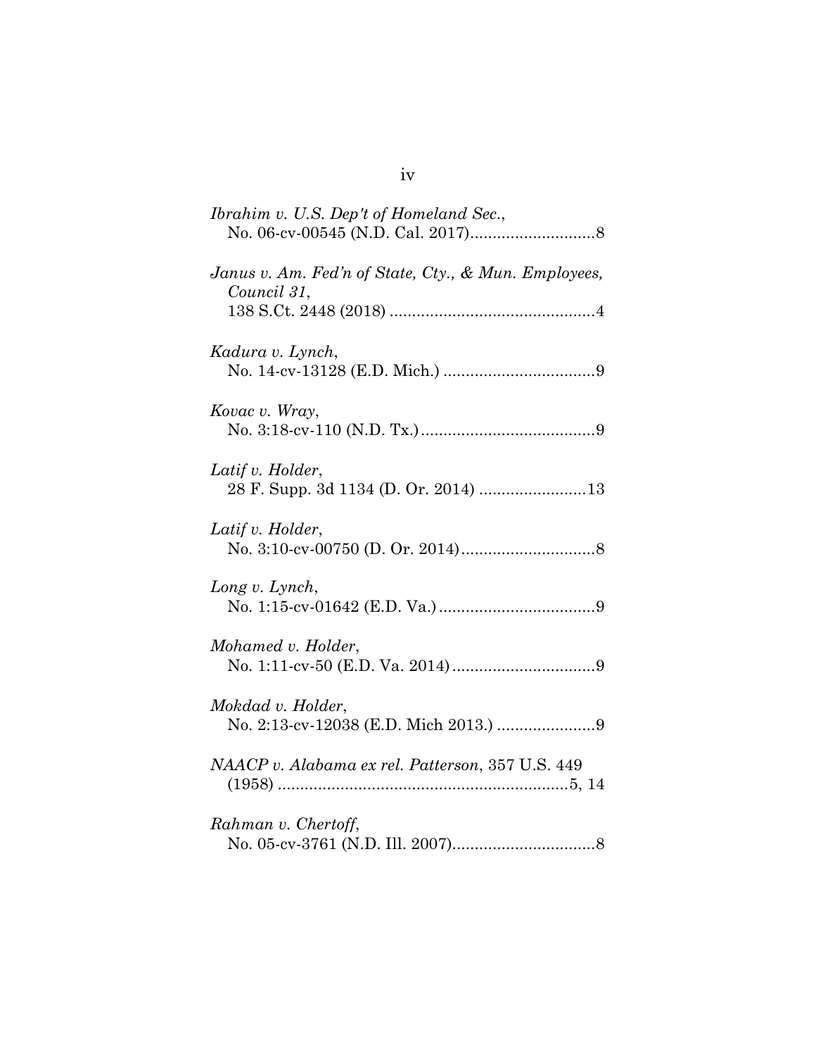*Ibrahim v. U.S. Dep't of Homeland Sec.*,
No. 06-cv-00545 (N.D. Cal. 2017)............................8

*Janus v. Am. Fed'n of State, Cty., & Mun. Employees, Council 31*,
138 S.Ct. 2448 (2018) ...............................................4

*Kadura v. Lynch*,
No. 14-cv-13128 (E.D. Mich.) ..................................9

*Kovac v. Wray*,
No. 3:18-cv-110 (N.D. Tx.).......................................9

*Latif v. Holder*,
28 F. Supp. 3d 1134 (D. Or. 2014) ........................13

*Latif v. Holder*,
No. 3:10-cv-00750 (D. Or. 2014)..............................8

*Long v. Lynch*,
No. 1:15-cv-01642 (E.D. Va.)...................................9

*Mohamed v. Holder*,
No. 1:11-cv-50 (E.D. Va. 2014)................................9

*Mokdad v. Holder*,
No. 2:13-cv-12038 (E.D. Mich 2013.) ......................9

*NAACP v. Alabama ex rel. Patterson*, 357 U.S. 449 (1958) .................................................................5, 14

*Rahman v. Chertoff*,
No. 05-cv-3761 (N.D. Ill. 2007)................................8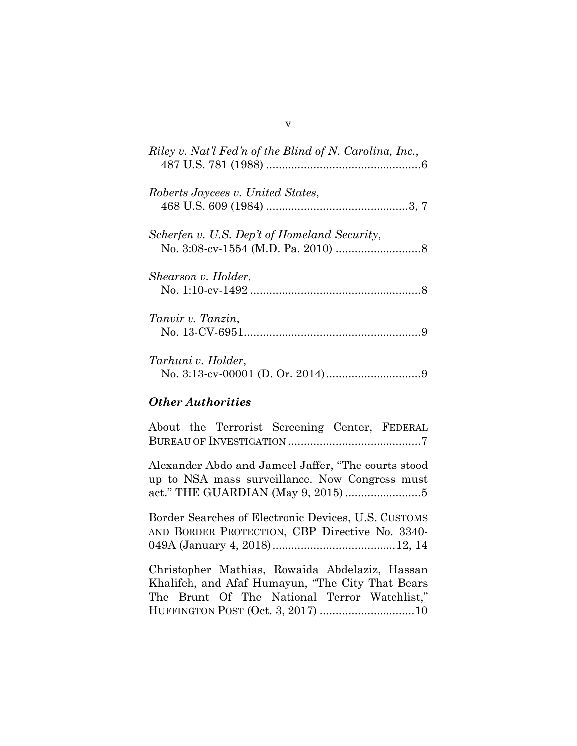*Riley v. Nat'l Fed'n of the Blind of N. Carolina, Inc.*, 487 U.S. 781 (1988) ................................................6

*Roberts Jaycees v. United States*, 468 U.S. 609 (1984) ............................................3, 7

*Scherfen v. U.S. Dep't of Homeland Security*, No. 3:08-cv-1554 (M.D. Pa. 2010) ..........................8

*Shearson v. Holder*, No. 1:10-cv-1492 ......................................................8

*Tanvir v. Tanzin*, No. 13-CV-6951........................................................9

*Tarhuni v. Holder*, No. 3:13-cv-00001 (D. Or. 2014)..............................9

### *Other Authorities*

About the Terrorist Screening Center, FEDERAL BUREAU OF INVESTIGATION ..........................................7

Alexander Abdo and Jameel Jaffer, "The courts stood up to NSA mass surveillance. Now Congress must act." THE GUARDIAN (May 9, 2015) ........................5

Border Searches of Electronic Devices, U.S. CUSTOMS AND BORDER PROTECTION, CBP Directive No. 3340-049A (January 4, 2018).......................................12, 14

Christopher Mathias, Rowaida Abdelaziz, Hassan Khalifeh, and Afaf Humayun, "The City That Bears The Brunt Of The National Terror Watchlist," HUFFINGTON POST (Oct. 3, 2017) ..............................10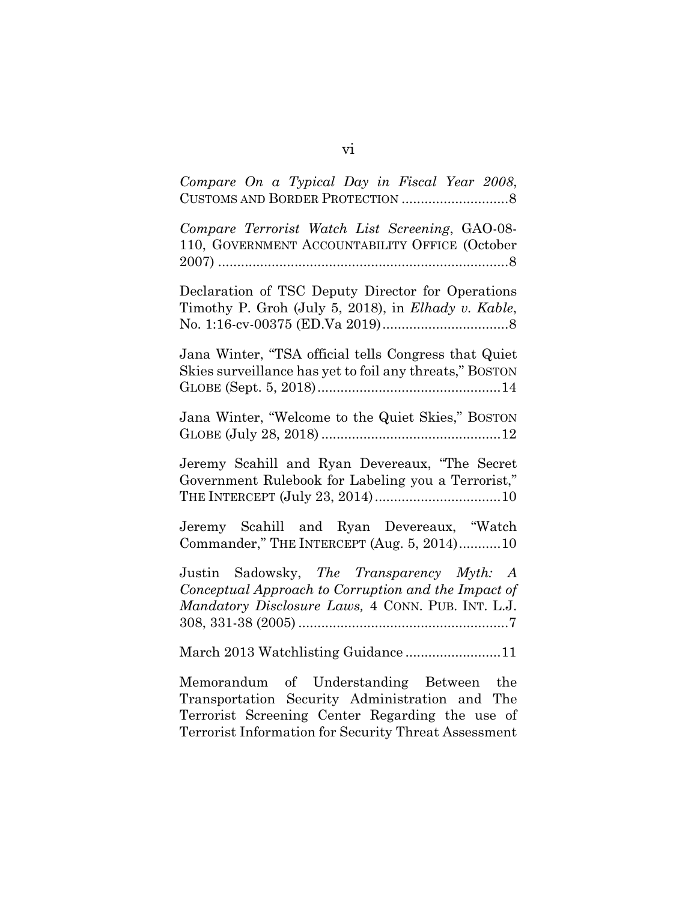*Compare On a Typical Day in Fiscal Year 2008*, CUSTOMS AND BORDER PROTECTION ............................8

*Compare Terrorist Watch List Screening*, GAO-08-110, GOVERNMENT ACCOUNTABILITY OFFICE (October 2007) ............................................................................8

Declaration of TSC Deputy Director for Operations Timothy P. Groh (July 5, 2018), in *Elhady v. Kable*, No. 1:16-cv-00375 (ED.Va 2019).................................8

Jana Winter, "TSA official tells Congress that Quiet Skies surveillance has yet to foil any threats," BOSTON GLOBE (Sept. 5, 2018)................................................14

Jana Winter, "Welcome to the Quiet Skies," BOSTON GLOBE (July 28, 2018)...............................................12

Jeremy Scahill and Ryan Devereaux, "The Secret Government Rulebook for Labeling you a Terrorist," THE INTERCEPT (July 23, 2014).................................10

Jeremy Scahill and Ryan Devereaux, "Watch Commander," THE INTERCEPT (Aug. 5, 2014)...........10

Justin Sadowsky, *The Transparency Myth: A Conceptual Approach to Corruption and the Impact of Mandatory Disclosure Laws,* 4 CONN. PUB. INT. L.J. 308, 331-38 (2005).......................................................7

March 2013 Watchlisting Guidance.........................11

Memorandum of Understanding Between the Transportation Security Administration and The Terrorist Screening Center Regarding the use of Terrorist Information for Security Threat Assessment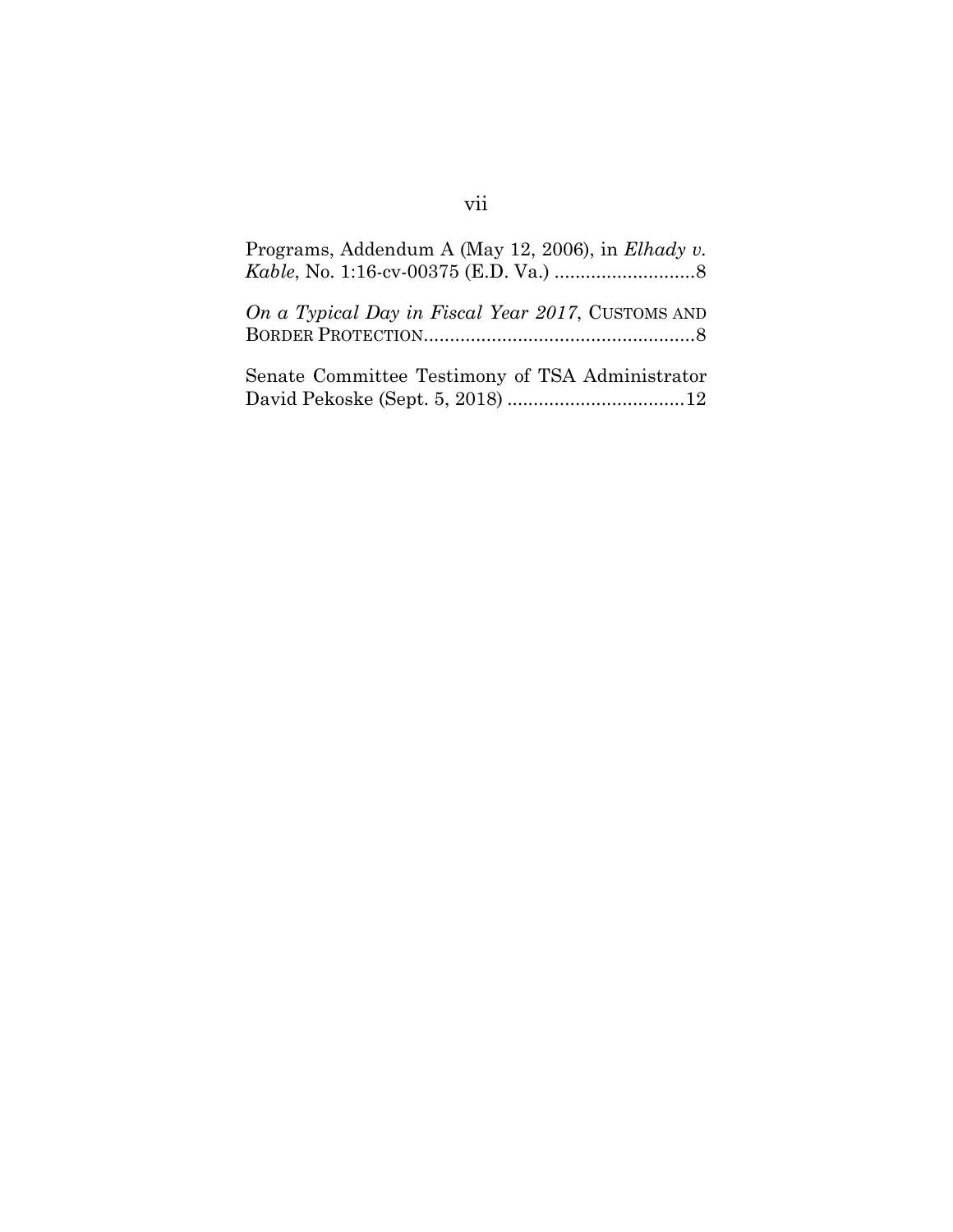Programs, Addendum A (May 12, 2006), in *Elhady v. Kable*, No. 1:16-cv-00375 (E.D. Va.) ...........................8

*On a Typical Day in Fiscal Year 2017*, CUSTOMS AND BORDER PROTECTION....................................................8

Senate Committee Testimony of TSA Administrator David Pekoske (Sept. 5, 2018) ..................................12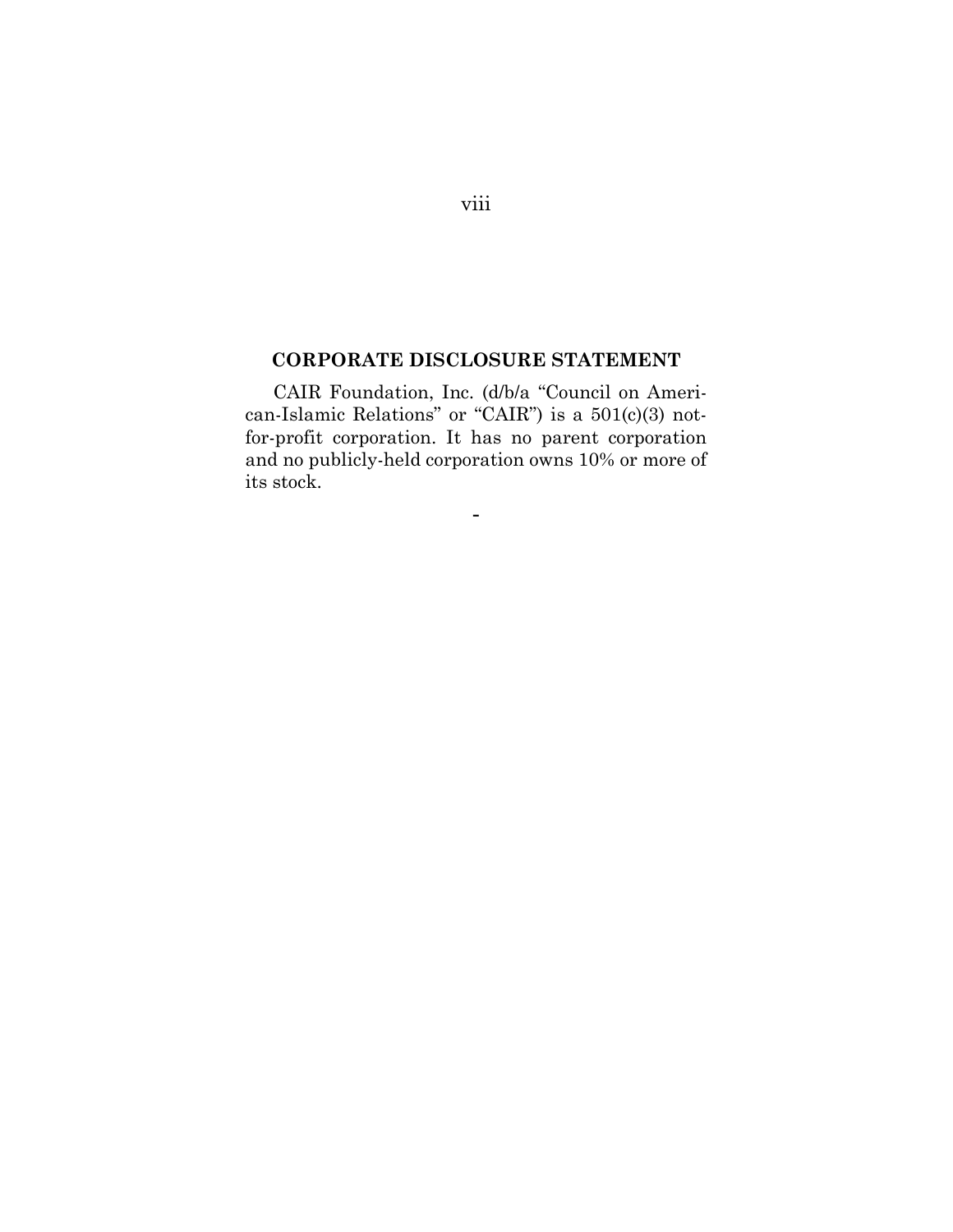## CORPORATE DISCLOSURE STATEMENT

CAIR Foundation, Inc. (d/b/a "Council on American-Islamic Relations" or "CAIR") is a 501(c)(3) not-for-profit corporation. It has no parent corporation and no publicly-held corporation owns 10% or more of its stock.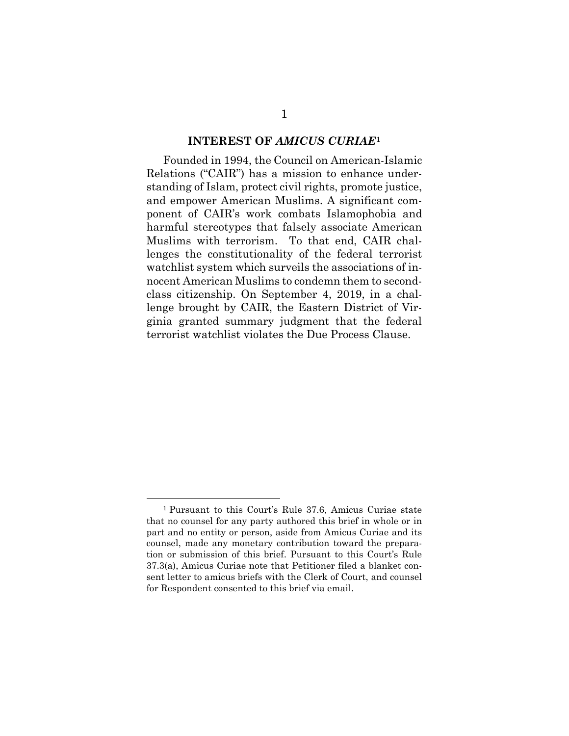## INTEREST OF *AMICUS CURIAE*[1]

Founded in 1994, the Council on American-Islamic Relations ("CAIR") has a mission to enhance understanding of Islam, protect civil rights, promote justice, and empower American Muslims. A significant component of CAIR's work combats Islamophobia and harmful stereotypes that falsely associate American Muslims with terrorism. To that end, CAIR challenges the constitutionality of the federal terrorist watchlist system which surveils the associations of innocent American Muslims to condemn them to second-class citizenship. On September 4, 2019, in a challenge brought by CAIR, the Eastern District of Virginia granted summary judgment that the federal terrorist watchlist violates the Due Process Clause.

---

[1] Pursuant to this Court's Rule 37.6, Amicus Curiae state that no counsel for any party authored this brief in whole or in part and no entity or person, aside from Amicus Curiae and its counsel, made any monetary contribution toward the preparation or submission of this brief. Pursuant to this Court's Rule 37.3(a), Amicus Curiae note that Petitioner filed a blanket consent letter to amicus briefs with the Clerk of Court, and counsel for Respondent consented to this brief via email.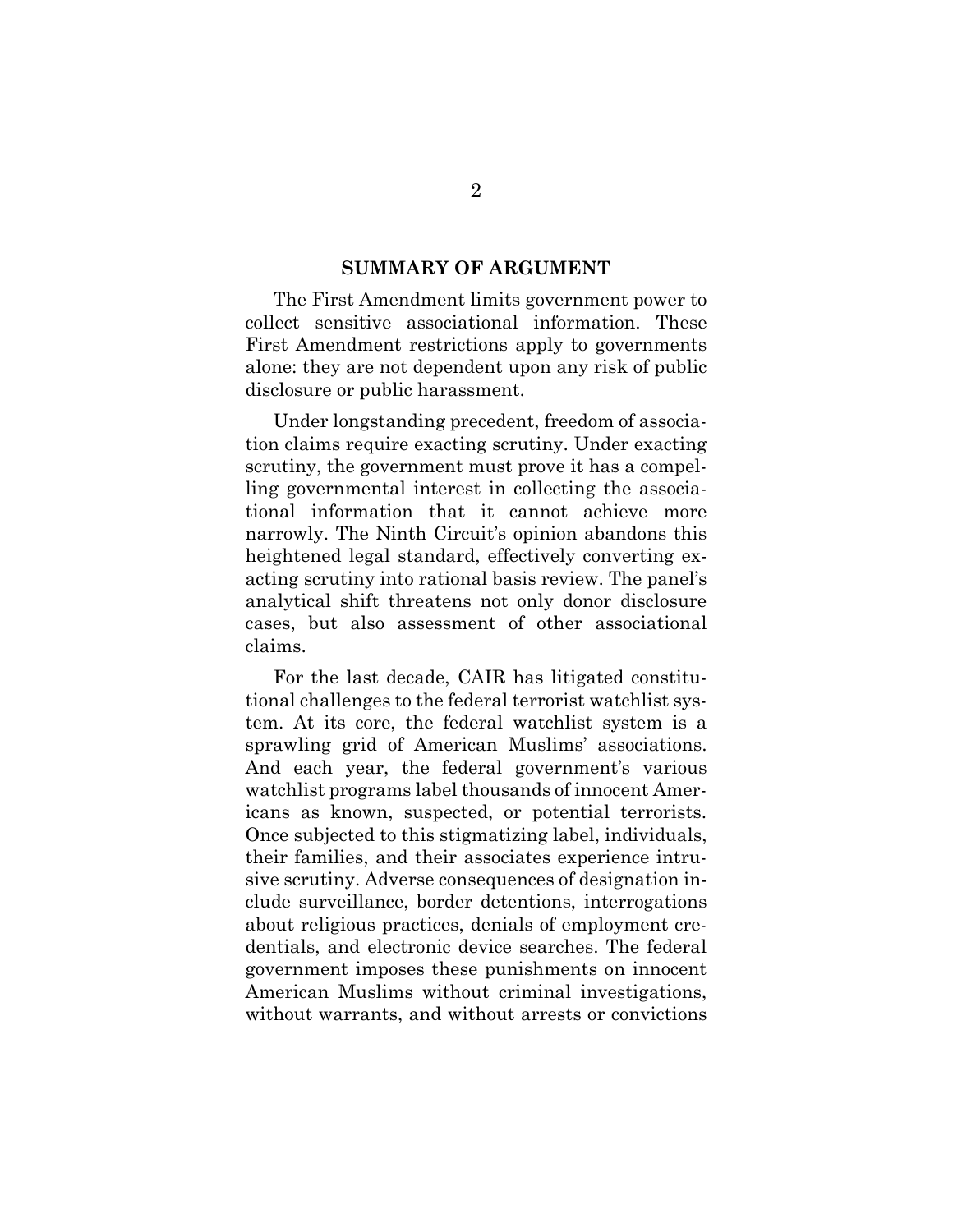## SUMMARY OF ARGUMENT

The First Amendment limits government power to collect sensitive associational information. These First Amendment restrictions apply to governments alone: they are not dependent upon any risk of public disclosure or public harassment.

Under longstanding precedent, freedom of association claims require exacting scrutiny. Under exacting scrutiny, the government must prove it has a compelling governmental interest in collecting the associational information that it cannot achieve more narrowly. The Ninth Circuit's opinion abandons this heightened legal standard, effectively converting exacting scrutiny into rational basis review. The panel's analytical shift threatens not only donor disclosure cases, but also assessment of other associational claims.

For the last decade, CAIR has litigated constitutional challenges to the federal terrorist watchlist system. At its core, the federal watchlist system is a sprawling grid of American Muslims' associations. And each year, the federal government's various watchlist programs label thousands of innocent Americans as known, suspected, or potential terrorists. Once subjected to this stigmatizing label, individuals, their families, and their associates experience intrusive scrutiny. Adverse consequences of designation include surveillance, border detentions, interrogations about religious practices, denials of employment credentials, and electronic device searches. The federal government imposes these punishments on innocent American Muslims without criminal investigations, without warrants, and without arrests or convictions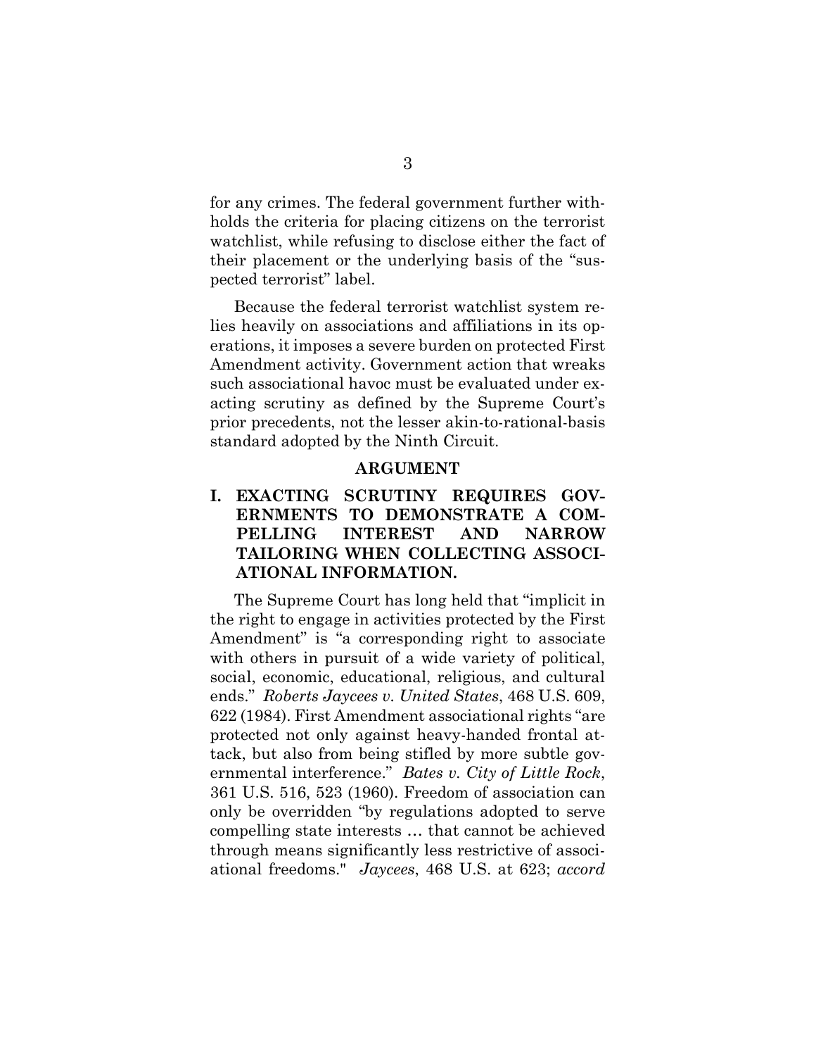for any crimes. The federal government further withholds the criteria for placing citizens on the terrorist watchlist, while refusing to disclose either the fact of their placement or the underlying basis of the "suspected terrorist" label.

Because the federal terrorist watchlist system relies heavily on associations and affiliations in its operations, it imposes a severe burden on protected First Amendment activity. Government action that wreaks such associational havoc must be evaluated under exacting scrutiny as defined by the Supreme Court's prior precedents, not the lesser akin-to-rational-basis standard adopted by the Ninth Circuit.

## ARGUMENT

### I. EXACTING SCRUTINY REQUIRES GOVERNMENTS TO DEMONSTRATE A COMPELLING INTEREST AND NARROW TAILORING WHEN COLLECTING ASSOCIATIONAL INFORMATION.

The Supreme Court has long held that "implicit in the right to engage in activities protected by the First Amendment" is "a corresponding right to associate with others in pursuit of a wide variety of political, social, economic, educational, religious, and cultural ends." *Roberts Jaycees v. United States*, 468 U.S. 609, 622 (1984). First Amendment associational rights "are protected not only against heavy-handed frontal attack, but also from being stifled by more subtle governmental interference." *Bates v. City of Little Rock*, 361 U.S. 516, 523 (1960). Freedom of association can only be overridden "by regulations adopted to serve compelling state interests … that cannot be achieved through means significantly less restrictive of associational freedoms." *Jaycees*, 468 U.S. at 623; *accord*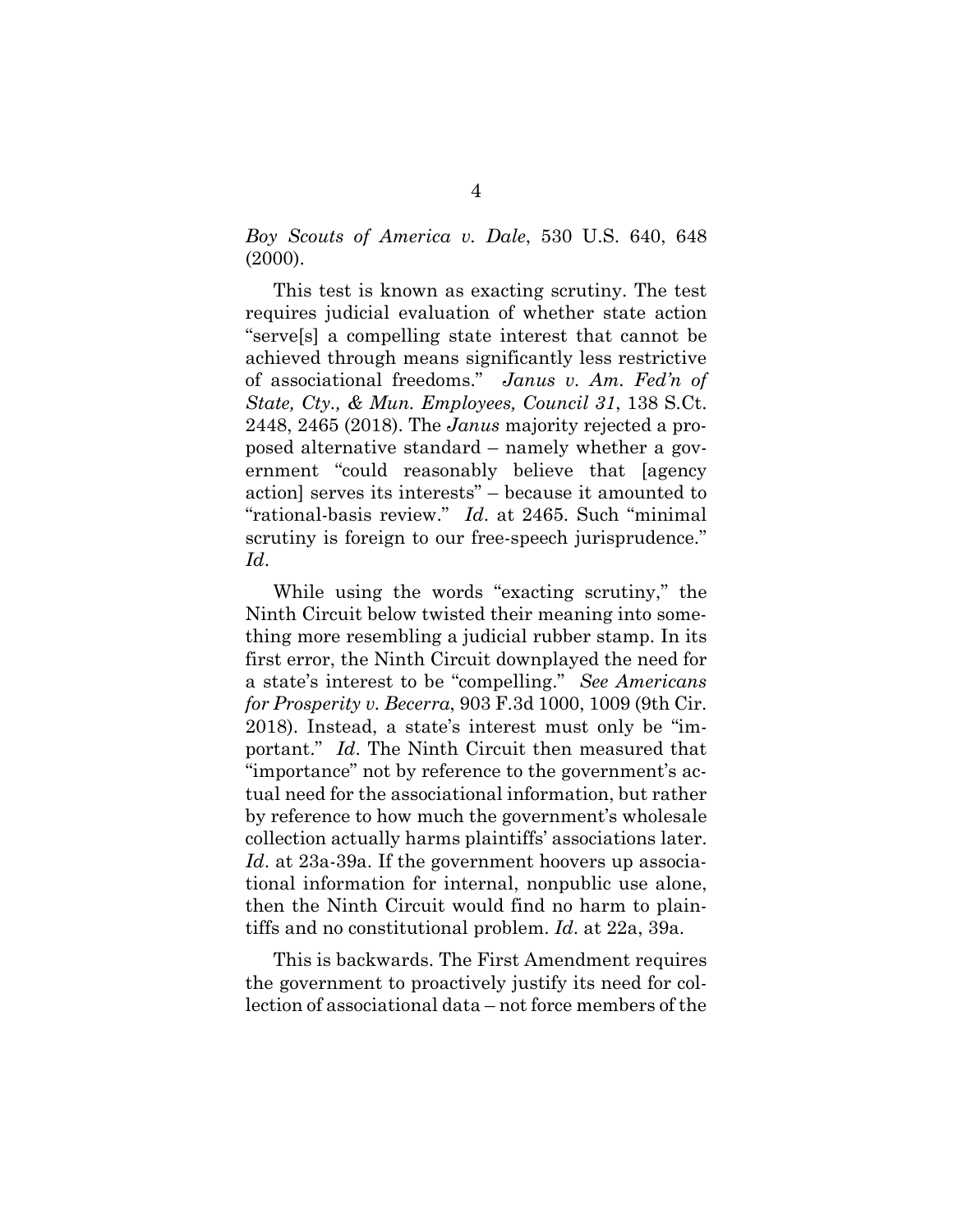*Boy Scouts of America v. Dale*, 530 U.S. 640, 648 (2000).

This test is known as exacting scrutiny. The test requires judicial evaluation of whether state action "serve[s] a compelling state interest that cannot be achieved through means significantly less restrictive of associational freedoms." *Janus v. Am. Fed'n of State, Cty., & Mun. Employees, Council 31*, 138 S.Ct. 2448, 2465 (2018). The *Janus* majority rejected a proposed alternative standard – namely whether a government "could reasonably believe that [agency action] serves its interests" – because it amounted to "rational-basis review." *Id*. at 2465. Such "minimal scrutiny is foreign to our free-speech jurisprudence." *Id*.

While using the words "exacting scrutiny," the Ninth Circuit below twisted their meaning into something more resembling a judicial rubber stamp. In its first error, the Ninth Circuit downplayed the need for a state's interest to be "compelling." *See Americans for Prosperity v. Becerra*, 903 F.3d 1000, 1009 (9th Cir. 2018). Instead, a state's interest must only be "important." *Id*. The Ninth Circuit then measured that "importance" not by reference to the government's actual need for the associational information, but rather by reference to how much the government's wholesale collection actually harms plaintiffs' associations later. *Id*. at 23a-39a. If the government hoovers up associational information for internal, nonpublic use alone, then the Ninth Circuit would find no harm to plaintiffs and no constitutional problem. *Id*. at 22a, 39a.

This is backwards. The First Amendment requires the government to proactively justify its need for collection of associational data – not force members of the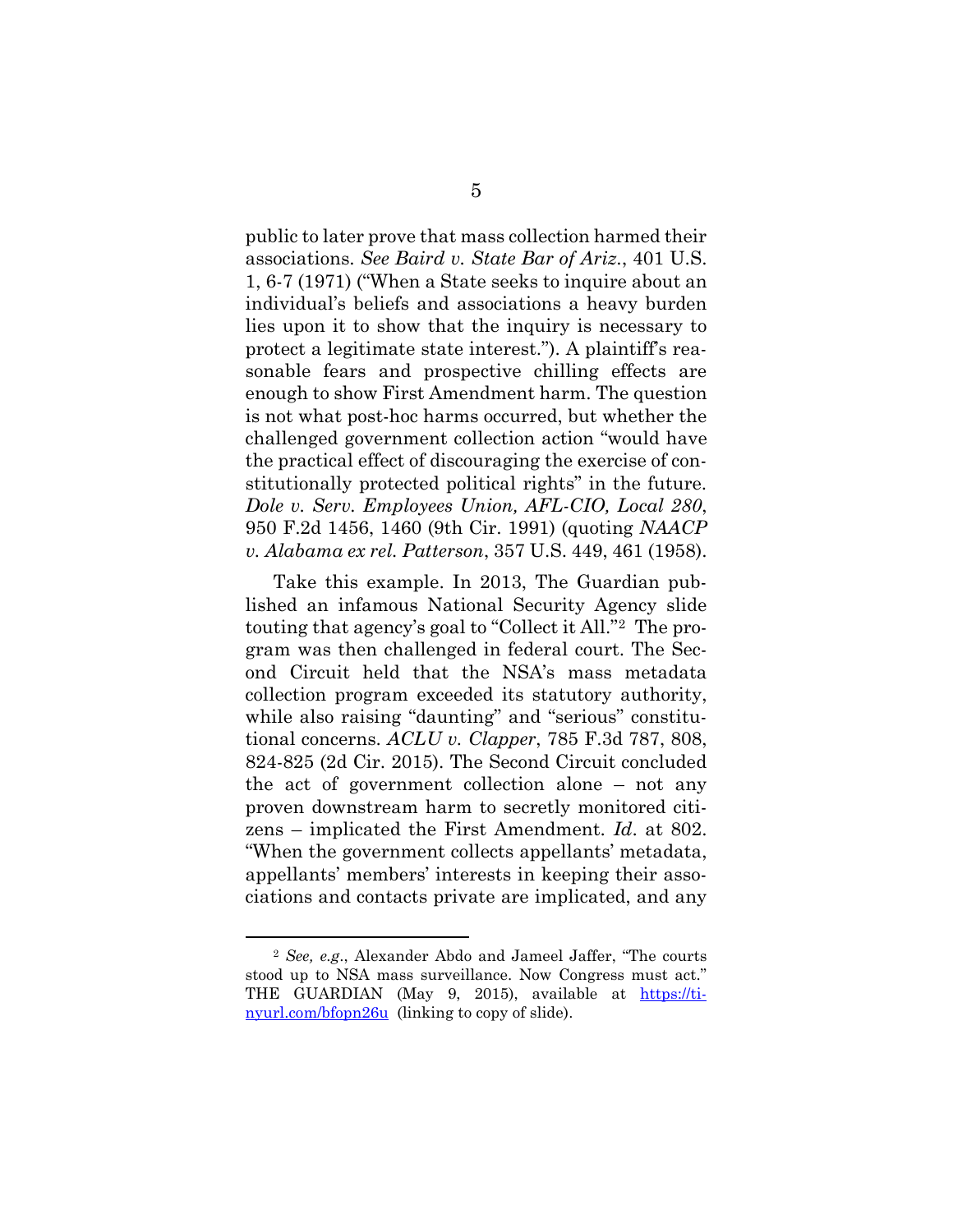public to later prove that mass collection harmed their associations. *See Baird v. State Bar of Ariz.*, 401 U.S. 1, 6-7 (1971) ("When a State seeks to inquire about an individual's beliefs and associations a heavy burden lies upon it to show that the inquiry is necessary to protect a legitimate state interest."). A plaintiff's reasonable fears and prospective chilling effects are enough to show First Amendment harm. The question is not what post-hoc harms occurred, but whether the challenged government collection action "would have the practical effect of discouraging the exercise of constitutionally protected political rights" in the future. *Dole v. Serv. Employees Union, AFL-CIO, Local 280*, 950 F.2d 1456, 1460 (9th Cir. 1991) (quoting *NAACP v. Alabama ex rel. Patterson*, 357 U.S. 449, 461 (1958).

Take this example. In 2013, The Guardian published an infamous National Security Agency slide touting that agency's goal to "Collect it All."[2] The program was then challenged in federal court. The Second Circuit held that the NSA's mass metadata collection program exceeded its statutory authority, while also raising "daunting" and "serious" constitutional concerns. *ACLU v. Clapper*, 785 F.3d 787, 808, 824-825 (2d Cir. 2015). The Second Circuit concluded the act of government collection alone – not any proven downstream harm to secretly monitored citizens – implicated the First Amendment. *Id*. at 802. "When the government collects appellants' metadata, appellants' members' interests in keeping their associations and contacts private are implicated, and any

---

[2] *See, e.g.*, Alexander Abdo and Jameel Jaffer, "The courts stood up to NSA mass surveillance. Now Congress must act." THE GUARDIAN (May 9, 2015), available at https://tinyurl.com/bfopn26u (linking to copy of slide).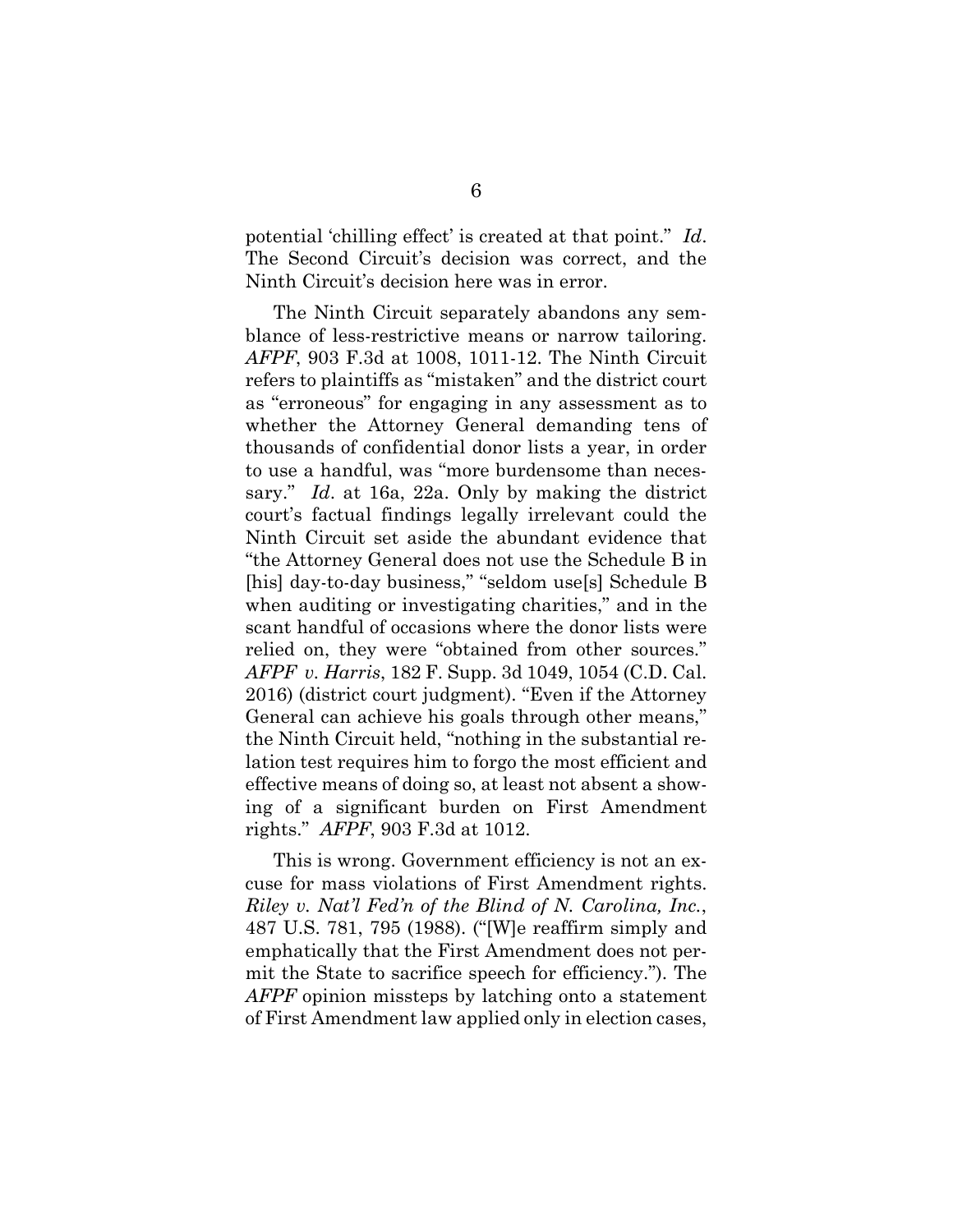potential 'chilling effect' is created at that point." *Id*. The Second Circuit's decision was correct, and the Ninth Circuit's decision here was in error.

The Ninth Circuit separately abandons any semblance of less-restrictive means or narrow tailoring. *AFPF*, 903 F.3d at 1008, 1011-12. The Ninth Circuit refers to plaintiffs as "mistaken" and the district court as "erroneous" for engaging in any assessment as to whether the Attorney General demanding tens of thousands of confidential donor lists a year, in order to use a handful, was "more burdensome than necessary." *Id*. at 16a, 22a. Only by making the district court's factual findings legally irrelevant could the Ninth Circuit set aside the abundant evidence that "the Attorney General does not use the Schedule B in [his] day-to-day business," "seldom use[s] Schedule B when auditing or investigating charities," and in the scant handful of occasions where the donor lists were relied on, they were "obtained from other sources." *AFPF v. Harris*, 182 F. Supp. 3d 1049, 1054 (C.D. Cal. 2016) (district court judgment). "Even if the Attorney General can achieve his goals through other means," the Ninth Circuit held, "nothing in the substantial relation test requires him to forgo the most efficient and effective means of doing so, at least not absent a showing of a significant burden on First Amendment rights." *AFPF*, 903 F.3d at 1012.

This is wrong. Government efficiency is not an excuse for mass violations of First Amendment rights. *Riley v. Nat'l Fed'n of the Blind of N. Carolina, Inc.*, 487 U.S. 781, 795 (1988). ("[W]e reaffirm simply and emphatically that the First Amendment does not permit the State to sacrifice speech for efficiency."). The *AFPF* opinion missteps by latching onto a statement of First Amendment law applied only in election cases,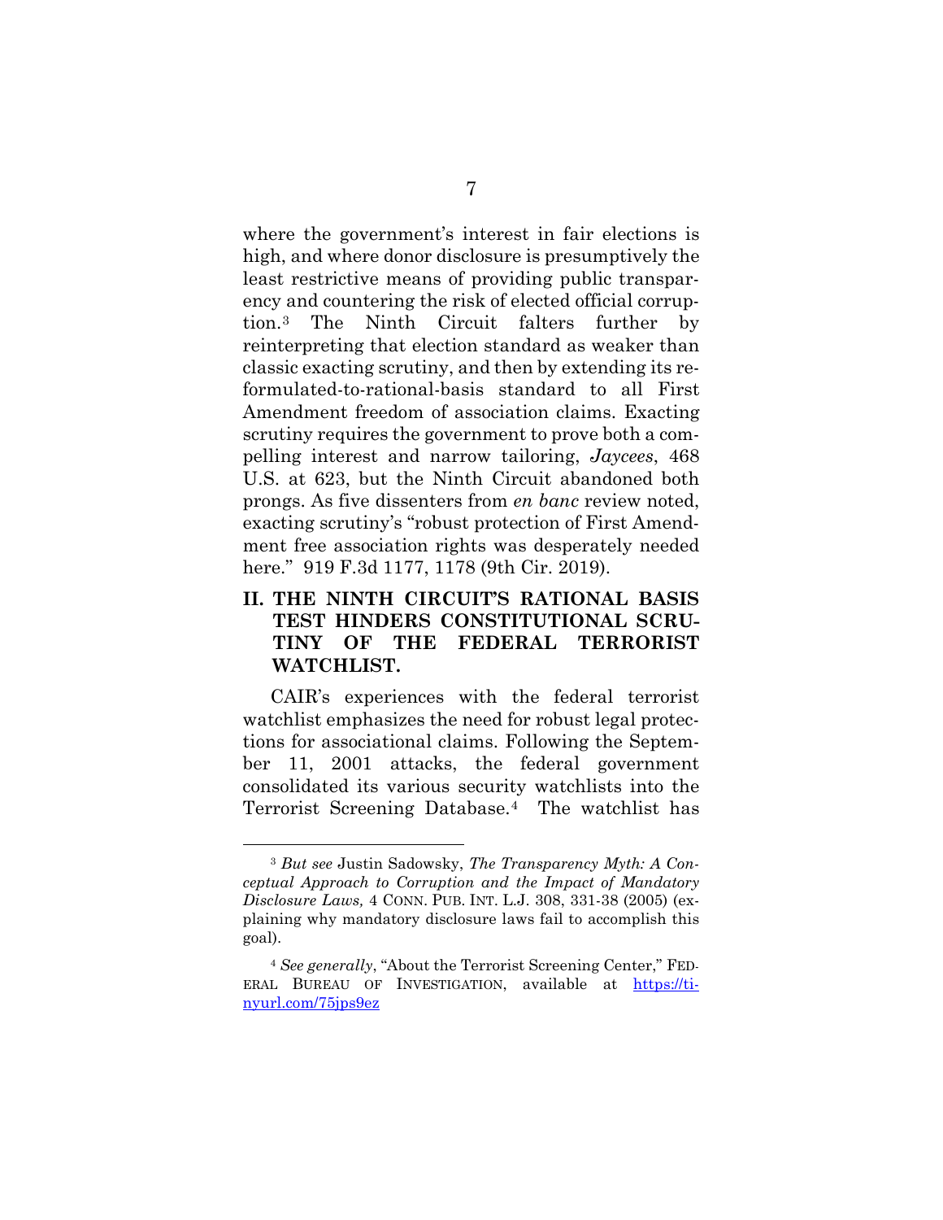where the government's interest in fair elections is high, and where donor disclosure is presumptively the least restrictive means of providing public transparency and countering the risk of elected official corruption.[3] The Ninth Circuit falters further by reinterpreting that election standard as weaker than classic exacting scrutiny, and then by extending its reformulated-to-rational-basis standard to all First Amendment freedom of association claims. Exacting scrutiny requires the government to prove both a compelling interest and narrow tailoring, *Jaycees*, 468 U.S. at 623, but the Ninth Circuit abandoned both prongs. As five dissenters from *en banc* review noted, exacting scrutiny's "robust protection of First Amendment free association rights was desperately needed here." 919 F.3d 1177, 1178 (9th Cir. 2019).

## II. THE NINTH CIRCUIT'S RATIONAL BASIS TEST HINDERS CONSTITUTIONAL SCRUTINY OF THE FEDERAL TERRORIST WATCHLIST.

CAIR's experiences with the federal terrorist watchlist emphasizes the need for robust legal protections for associational claims. Following the September 11, 2001 attacks, the federal government consolidated its various security watchlists into the Terrorist Screening Database.[4] The watchlist has

---

[3] *But see* Justin Sadowsky, *The Transparency Myth: A Conceptual Approach to Corruption and the Impact of Mandatory Disclosure Laws,* 4 CONN. PUB. INT. L.J. 308, 331-38 (2005) (explaining why mandatory disclosure laws fail to accomplish this goal).

[4] *See generally*, "About the Terrorist Screening Center," FEDERAL BUREAU OF INVESTIGATION, available at https://tinyurl.com/75jps9ez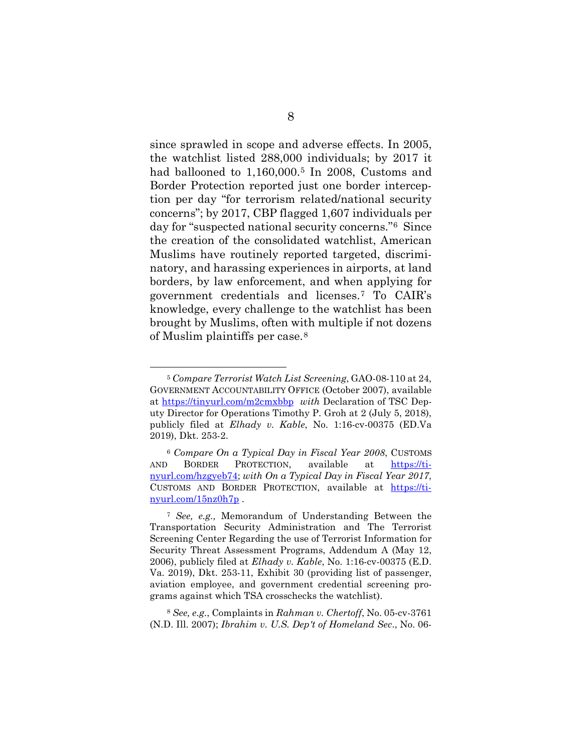since sprawled in scope and adverse effects. In 2005, the watchlist listed 288,000 individuals; by 2017 it had ballooned to 1,160,000.[5] In 2008, Customs and Border Protection reported just one border interception per day "for terrorism related/national security concerns"; by 2017, CBP flagged 1,607 individuals per day for "suspected national security concerns."[6] Since the creation of the consolidated watchlist, American Muslims have routinely reported targeted, discriminatory, and harassing experiences in airports, at land borders, by law enforcement, and when applying for government credentials and licenses.[7] To CAIR's knowledge, every challenge to the watchlist has been brought by Muslims, often with multiple if not dozens of Muslim plaintiffs per case.[8]

---

[5] *Compare Terrorist Watch List Screening*, GAO-08-110 at 24, GOVERNMENT ACCOUNTABILITY OFFICE (October 2007), available at https://tinyurl.com/m2cmxbbp *with* Declaration of TSC Deputy Director for Operations Timothy P. Groh at 2 (July 5, 2018), publicly filed at *Elhady v. Kable*, No. 1:16-cv-00375 (ED.Va 2019), Dkt. 253-2.

[6] *Compare On a Typical Day in Fiscal Year 2008*, CUSTOMS AND BORDER PROTECTION, available at https://tinyurl.com/hzgyeb74; *with On a Typical Day in Fiscal Year 2017*, CUSTOMS AND BORDER PROTECTION, available at https://tinyurl.com/15nz0h7p .

[7] *See, e.g.,* Memorandum of Understanding Between the Transportation Security Administration and The Terrorist Screening Center Regarding the use of Terrorist Information for Security Threat Assessment Programs, Addendum A (May 12, 2006), publicly filed at *Elhady v. Kable*, No. 1:16-cv-00375 (E.D. Va. 2019), Dkt. 253-11, Exhibit 30 (providing list of passenger, aviation employee, and government credential screening programs against which TSA crosschecks the watchlist).

[8] *See, e.g.*, Complaints in *Rahman v. Chertoff*, No. 05-cv-3761 (N.D. Ill. 2007); *Ibrahim v. U.S. Dep't of Homeland Sec*., No. 06-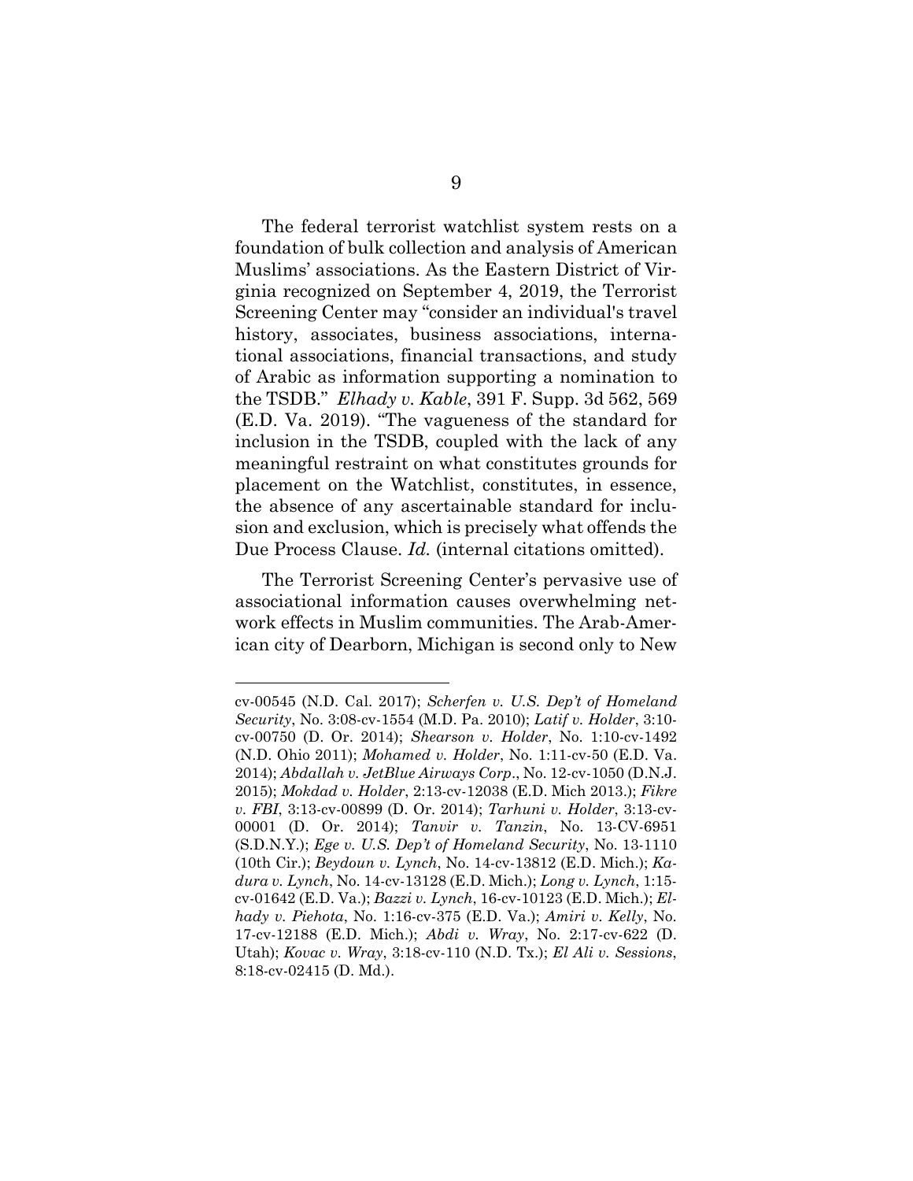The federal terrorist watchlist system rests on a foundation of bulk collection and analysis of American Muslims' associations. As the Eastern District of Virginia recognized on September 4, 2019, the Terrorist Screening Center may "consider an individual's travel history, associates, business associations, international associations, financial transactions, and study of Arabic as information supporting a nomination to the TSDB." *Elhady v. Kable*, 391 F. Supp. 3d 562, 569 (E.D. Va. 2019). "The vagueness of the standard for inclusion in the TSDB, coupled with the lack of any meaningful restraint on what constitutes grounds for placement on the Watchlist, constitutes, in essence, the absence of any ascertainable standard for inclusion and exclusion, which is precisely what offends the Due Process Clause. *Id.* (internal citations omitted).

The Terrorist Screening Center's pervasive use of associational information causes overwhelming network effects in Muslim communities. The Arab-American city of Dearborn, Michigan is second only to New

---

cv-00545 (N.D. Cal. 2017); *Scherfen v. U.S. Dep't of Homeland Security*, No. 3:08-cv-1554 (M.D. Pa. 2010); *Latif v. Holder*, 3:10-cv-00750 (D. Or. 2014); *Shearson v. Holder*, No. 1:10-cv-1492 (N.D. Ohio 2011); *Mohamed v. Holder*, No. 1:11-cv-50 (E.D. Va. 2014); *Abdallah v. JetBlue Airways Corp*., No. 12-cv-1050 (D.N.J. 2015); *Mokdad v. Holder*, 2:13-cv-12038 (E.D. Mich 2013.); *Fikre v. FBI*, 3:13-cv-00899 (D. Or. 2014); *Tarhuni v. Holder*, 3:13-cv-00001 (D. Or. 2014); *Tanvir v. Tanzin*, No. 13-CV-6951 (S.D.N.Y.); *Ege v. U.S. Dep't of Homeland Security*, No. 13-1110 (10th Cir.); *Beydoun v. Lynch*, No. 14-cv-13812 (E.D. Mich.); *Kadura v. Lynch*, No. 14-cv-13128 (E.D. Mich.); *Long v. Lynch*, 1:15-cv-01642 (E.D. Va.); *Bazzi v. Lynch*, 16-cv-10123 (E.D. Mich.); *Elhady v. Piehota*, No. 1:16-cv-375 (E.D. Va.); *Amiri v. Kelly*, No. 17-cv-12188 (E.D. Mich.); *Abdi v. Wray*, No. 2:17-cv-622 (D. Utah); *Kovac v. Wray*, 3:18-cv-110 (N.D. Tx.); *El Ali v. Sessions*, 8:18-cv-02415 (D. Md.).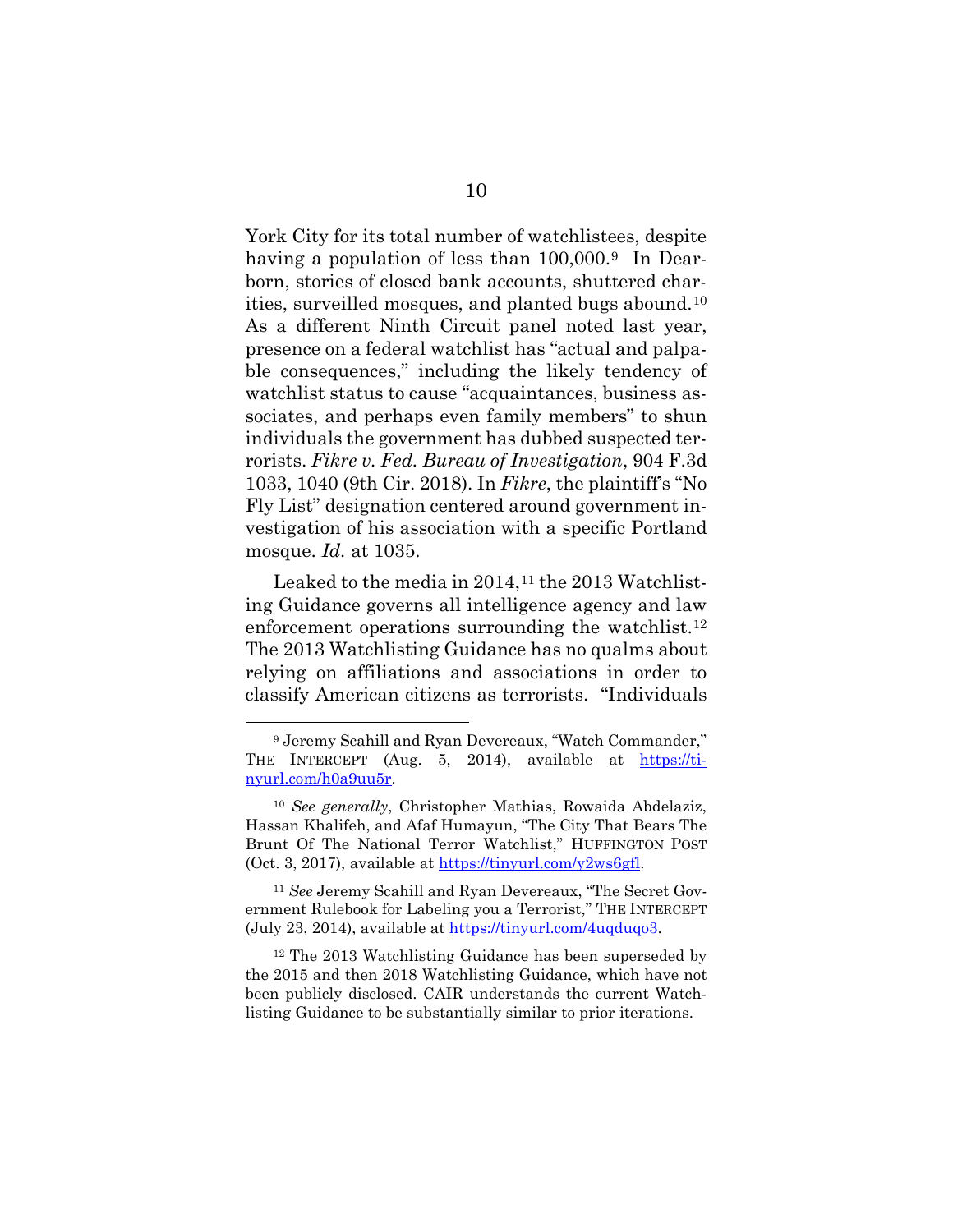York City for its total number of watchlistees, despite having a population of less than 100,000.[9] In Dearborn, stories of closed bank accounts, shuttered charities, surveilled mosques, and planted bugs abound.[10] As a different Ninth Circuit panel noted last year, presence on a federal watchlist has "actual and palpable consequences," including the likely tendency of watchlist status to cause "acquaintances, business associates, and perhaps even family members" to shun individuals the government has dubbed suspected terrorists. *Fikre v. Fed. Bureau of Investigation*, 904 F.3d 1033, 1040 (9th Cir. 2018). In *Fikre*, the plaintiff's "No Fly List" designation centered around government investigation of his association with a specific Portland mosque. *Id.* at 1035.

Leaked to the media in 2014,[11] the 2013 Watchlisting Guidance governs all intelligence agency and law enforcement operations surrounding the watchlist.[12] The 2013 Watchlisting Guidance has no qualms about relying on affiliations and associations in order to classify American citizens as terrorists. "Individuals

---

[9] Jeremy Scahill and Ryan Devereaux, "Watch Commander," THE INTERCEPT (Aug. 5, 2014), available at https://tinyurl.com/h0a9uu5r.

[10] *See generally*, Christopher Mathias, Rowaida Abdelaziz, Hassan Khalifeh, and Afaf Humayun, "The City That Bears The Brunt Of The National Terror Watchlist," HUFFINGTON POST (Oct. 3, 2017), available at https://tinyurl.com/y2ws6gfl.

[11] *See* Jeremy Scahill and Ryan Devereaux, "The Secret Government Rulebook for Labeling you a Terrorist," THE INTERCEPT (July 23, 2014), available at https://tinyurl.com/4uqduqo3.

[12] The 2013 Watchlisting Guidance has been superseded by the 2015 and then 2018 Watchlisting Guidance, which have not been publicly disclosed. CAIR understands the current Watchlisting Guidance to be substantially similar to prior iterations.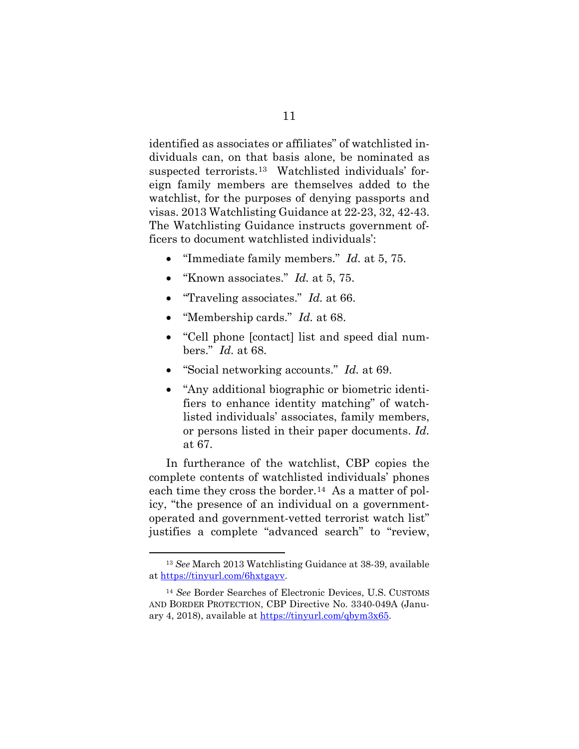identified as associates or affiliates" of watchlisted individuals can, on that basis alone, be nominated as suspected terrorists.[13] Watchlisted individuals' foreign family members are themselves added to the watchlist, for the purposes of denying passports and visas. 2013 Watchlisting Guidance at 22-23, 32, 42-43. The Watchlisting Guidance instructs government officers to document watchlisted individuals':

- "Immediate family members." *Id.* at 5, 75.
- "Known associates." *Id.* at 5, 75.
- "Traveling associates." *Id.* at 66.
- "Membership cards." *Id.* at 68.
- "Cell phone [contact] list and speed dial numbers." *Id.* at 68.
- "Social networking accounts." *Id.* at 69.
- "Any additional biographic or biometric identifiers to enhance identity matching" of watchlisted individuals' associates, family members, or persons listed in their paper documents. *Id.* at 67.

In furtherance of the watchlist, CBP copies the complete contents of watchlisted individuals' phones each time they cross the border.[14] As a matter of policy, "the presence of an individual on a government-operated and government-vetted terrorist watch list" justifies a complete "advanced search" to "review,

[13] *See* March 2013 Watchlisting Guidance at 38-39, available at https://tinyurl.com/6hxtgayv.

[14] *See* Border Searches of Electronic Devices, U.S. CUSTOMS AND BORDER PROTECTION, CBP Directive No. 3340-049A (January 4, 2018), available at https://tinyurl.com/qbym3x65.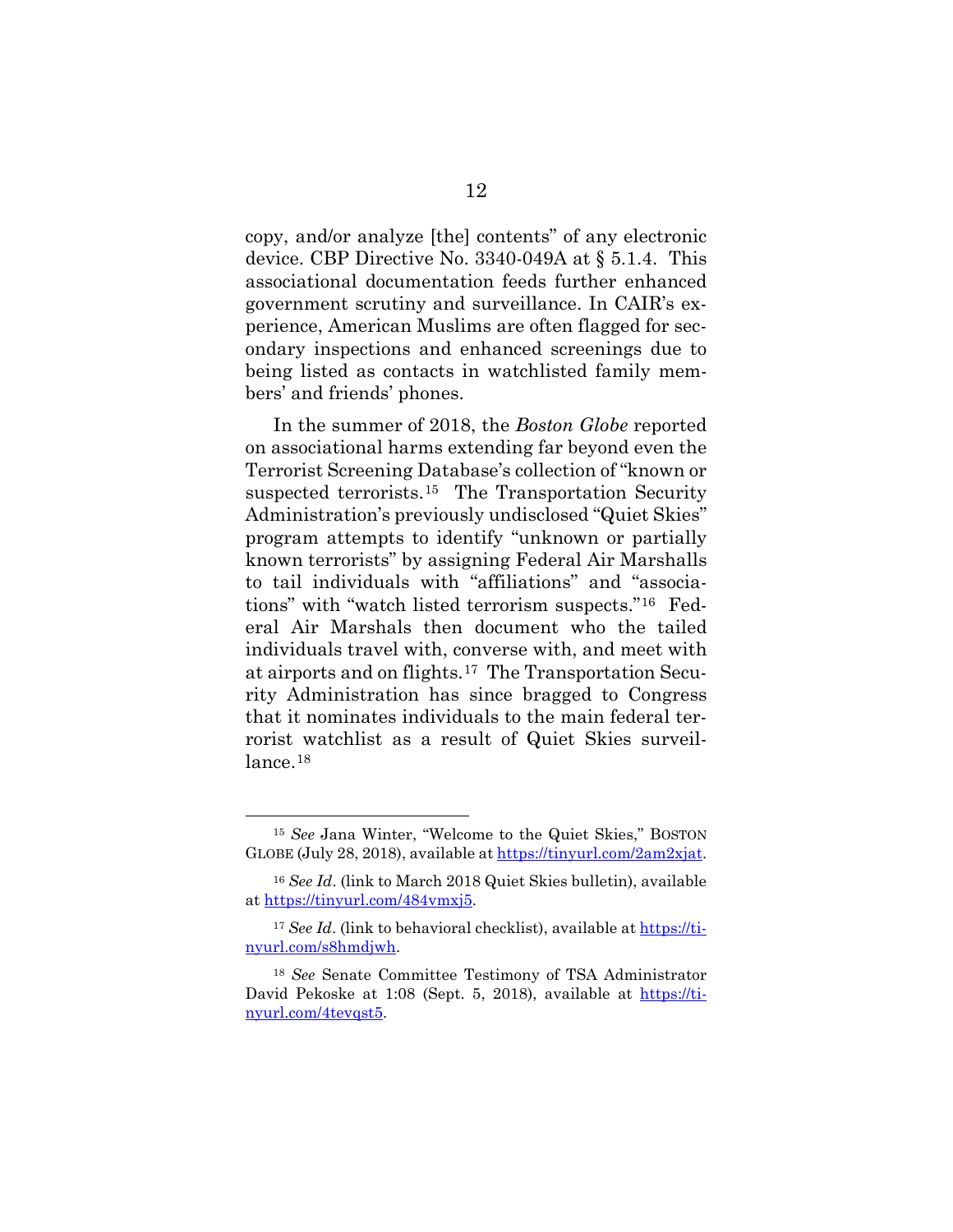copy, and/or analyze [the] contents" of any electronic device. CBP Directive No. 3340-049A at § 5.1.4. This associational documentation feeds further enhanced government scrutiny and surveillance. In CAIR's experience, American Muslims are often flagged for secondary inspections and enhanced screenings due to being listed as contacts in watchlisted family members' and friends' phones.

In the summer of 2018, the *Boston Globe* reported on associational harms extending far beyond even the Terrorist Screening Database's collection of "known or suspected terrorists.[15] The Transportation Security Administration's previously undisclosed "Quiet Skies" program attempts to identify "unknown or partially known terrorists" by assigning Federal Air Marshalls to tail individuals with "affiliations" and "associations" with "watch listed terrorism suspects."[16] Federal Air Marshals then document who the tailed individuals travel with, converse with, and meet with at airports and on flights.[17] The Transportation Security Administration has since bragged to Congress that it nominates individuals to the main federal terrorist watchlist as a result of Quiet Skies surveillance.[18]

---

[15] *See* Jana Winter, "Welcome to the Quiet Skies," BOSTON GLOBE (July 28, 2018), available at https://tinyurl.com/2am2xjat.

[16] *See Id*. (link to March 2018 Quiet Skies bulletin), available at https://tinyurl.com/484vmxj5.

[17] *See Id*. (link to behavioral checklist), available at https://tinyurl.com/s8hmdjwh.

[18] *See* Senate Committee Testimony of TSA Administrator David Pekoske at 1:08 (Sept. 5, 2018), available at https://tinyurl.com/4tevqst5.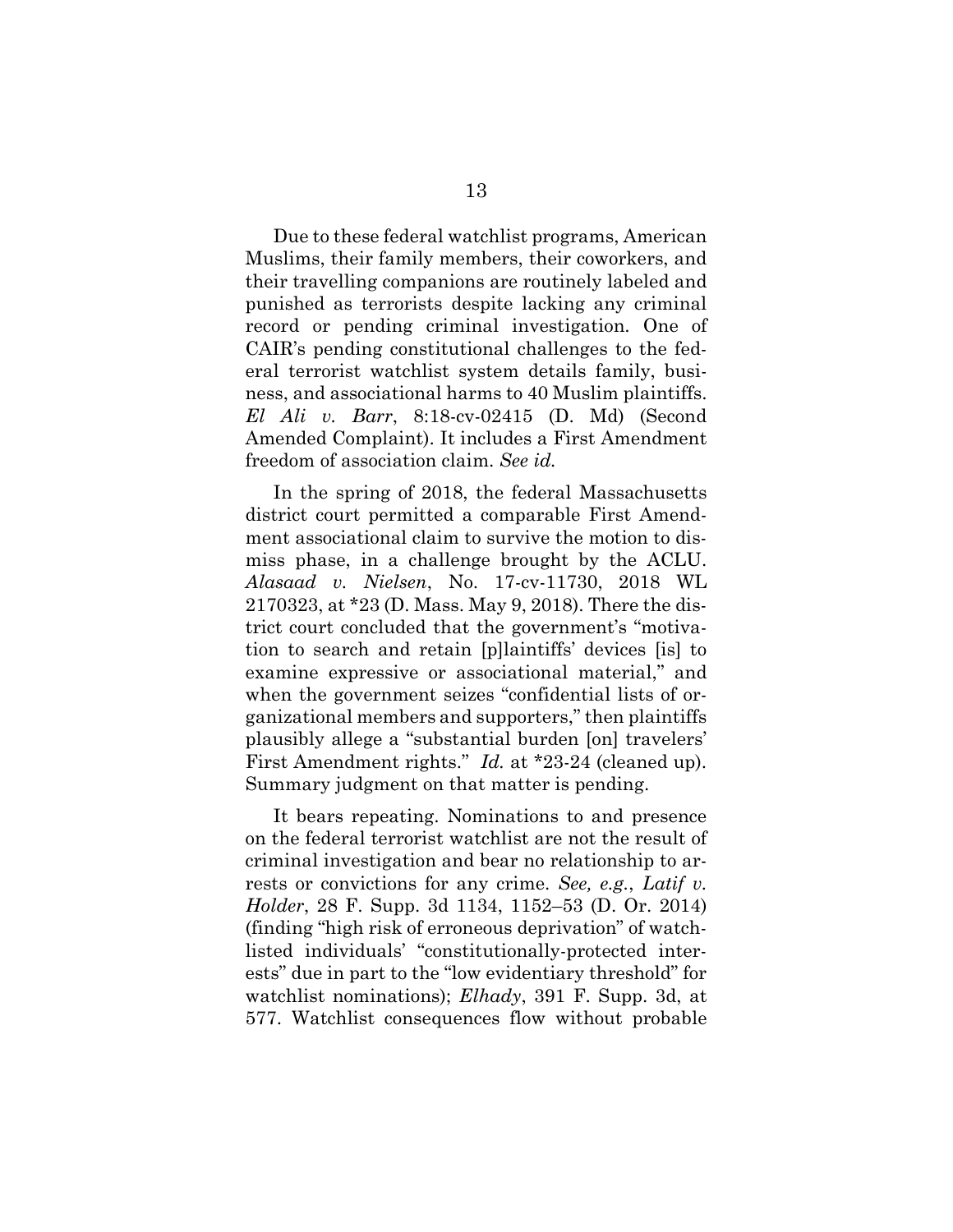Due to these federal watchlist programs, American Muslims, their family members, their coworkers, and their travelling companions are routinely labeled and punished as terrorists despite lacking any criminal record or pending criminal investigation. One of CAIR's pending constitutional challenges to the federal terrorist watchlist system details family, business, and associational harms to 40 Muslim plaintiffs. *El Ali v. Barr*, 8:18-cv-02415 (D. Md) (Second Amended Complaint). It includes a First Amendment freedom of association claim. *See id.*

In the spring of 2018, the federal Massachusetts district court permitted a comparable First Amendment associational claim to survive the motion to dismiss phase, in a challenge brought by the ACLU. *Alasaad v. Nielsen*, No. 17-cv-11730, 2018 WL 2170323, at *23 (D. Mass. May 9, 2018). There the district court concluded that the government's "motivation to search and retain [p]laintiffs' devices [is] to examine expressive or associational material," and when the government seizes "confidential lists of organizational members and supporters," then plaintiffs plausibly allege a "substantial burden [on] travelers' First Amendment rights." *Id.* at *23-24 (cleaned up). Summary judgment on that matter is pending.

It bears repeating. Nominations to and presence on the federal terrorist watchlist are not the result of criminal investigation and bear no relationship to arrests or convictions for any crime. *See, e.g.*, *Latif v. Holder*, 28 F. Supp. 3d 1134, 1152–53 (D. Or. 2014) (finding "high risk of erroneous deprivation" of watchlisted individuals' "constitutionally-protected interests" due in part to the "low evidentiary threshold" for watchlist nominations); *Elhady*, 391 F. Supp. 3d, at 577. Watchlist consequences flow without probable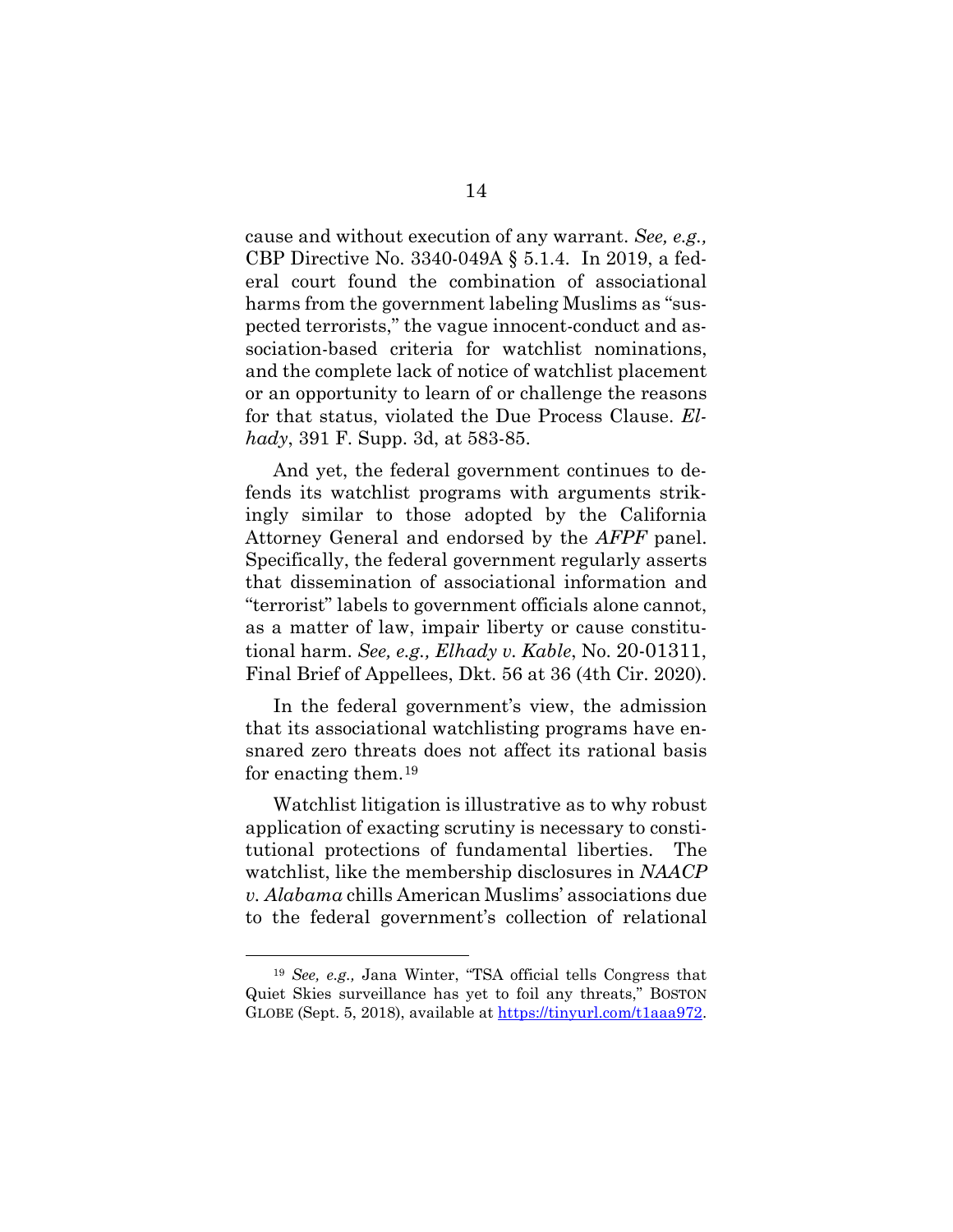cause and without execution of any warrant. *See, e.g.,* CBP Directive No. 3340-049A § 5.1.4. In 2019, a federal court found the combination of associational harms from the government labeling Muslims as "suspected terrorists," the vague innocent-conduct and association-based criteria for watchlist nominations, and the complete lack of notice of watchlist placement or an opportunity to learn of or challenge the reasons for that status, violated the Due Process Clause. *Elhady*, 391 F. Supp. 3d, at 583-85.

And yet, the federal government continues to defends its watchlist programs with arguments strikingly similar to those adopted by the California Attorney General and endorsed by the *AFPF* panel. Specifically, the federal government regularly asserts that dissemination of associational information and "terrorist" labels to government officials alone cannot, as a matter of law, impair liberty or cause constitutional harm. *See, e.g., Elhady v. Kable*, No. 20-01311, Final Brief of Appellees, Dkt. 56 at 36 (4th Cir. 2020).

In the federal government's view, the admission that its associational watchlisting programs have ensnared zero threats does not affect its rational basis for enacting them.[19]

Watchlist litigation is illustrative as to why robust application of exacting scrutiny is necessary to constitutional protections of fundamental liberties. The watchlist, like the membership disclosures in *NAACP v. Alabama* chills American Muslims' associations due to the federal government's collection of relational

---

[19] *See, e.g.,* Jana Winter, "TSA official tells Congress that Quiet Skies surveillance has yet to foil any threats," BOSTON GLOBE (Sept. 5, 2018), available at https://tinyurl.com/t1aaa972.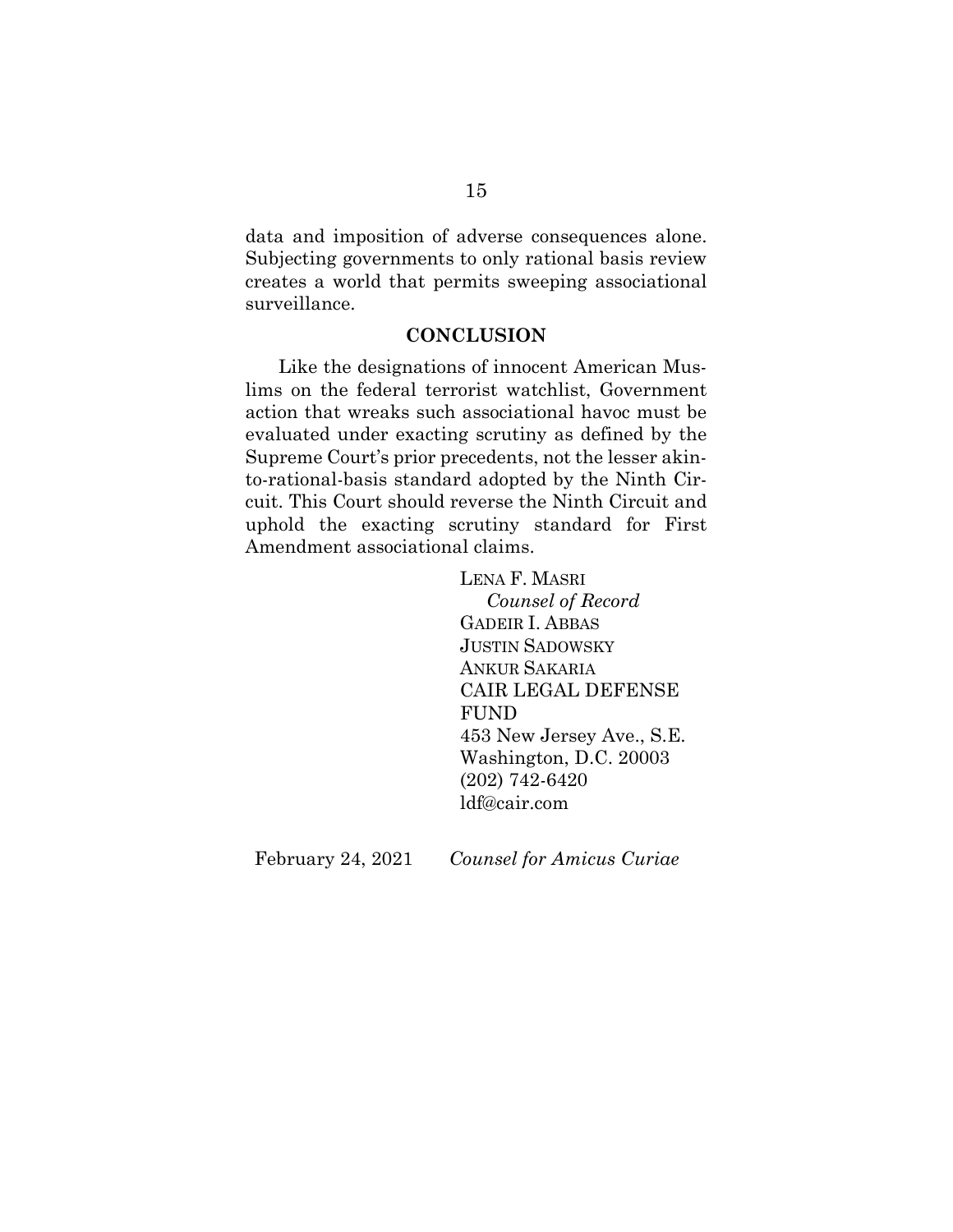data and imposition of adverse consequences alone. Subjecting governments to only rational basis review creates a world that permits sweeping associational surveillance.

## CONCLUSION

Like the designations of innocent American Muslims on the federal terrorist watchlist, Government action that wreaks such associational havoc must be evaluated under exacting scrutiny as defined by the Supreme Court's prior precedents, not the lesser akin-to-rational-basis standard adopted by the Ninth Circuit. This Court should reverse the Ninth Circuit and uphold the exacting scrutiny standard for First Amendment associational claims.

LENA F. MASRI
*Counsel of Record*
GADEIR I. ABBAS
JUSTIN SADOWSKY
ANKUR SAKARIA
CAIR LEGAL DEFENSE FUND
453 New Jersey Ave., S.E.
Washington, D.C. 20003
(202) 742-6420
ldf@cair.com

February 24, 2021 *Counsel for Amicus Curiae*